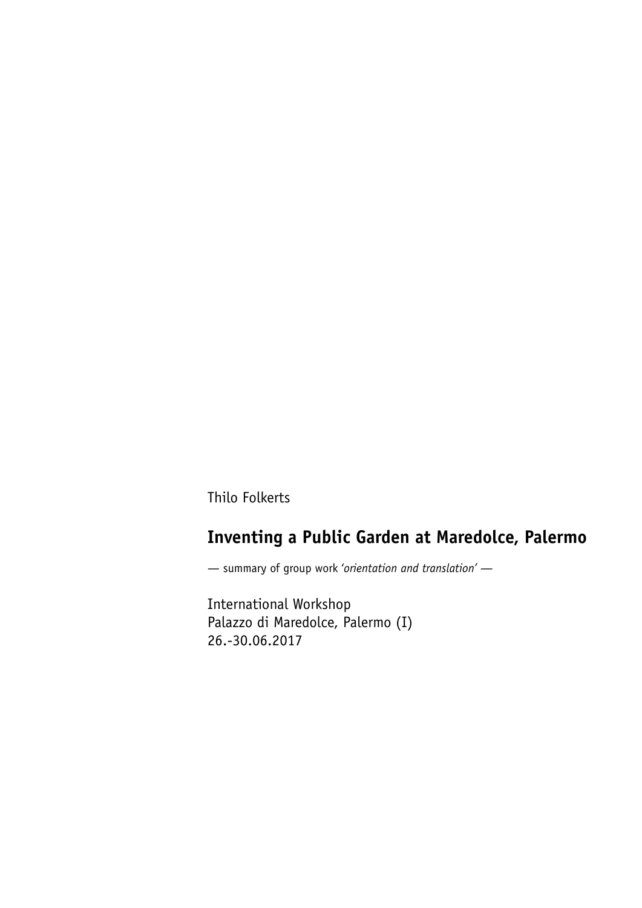Thilo Folkerts

# Inventing a Public Garden at Maredolce, Palermo

— summary of group work *'orientation and translation'* —

International Workshop
Palazzo di Maredolce, Palermo (I)
26.-30.06.2017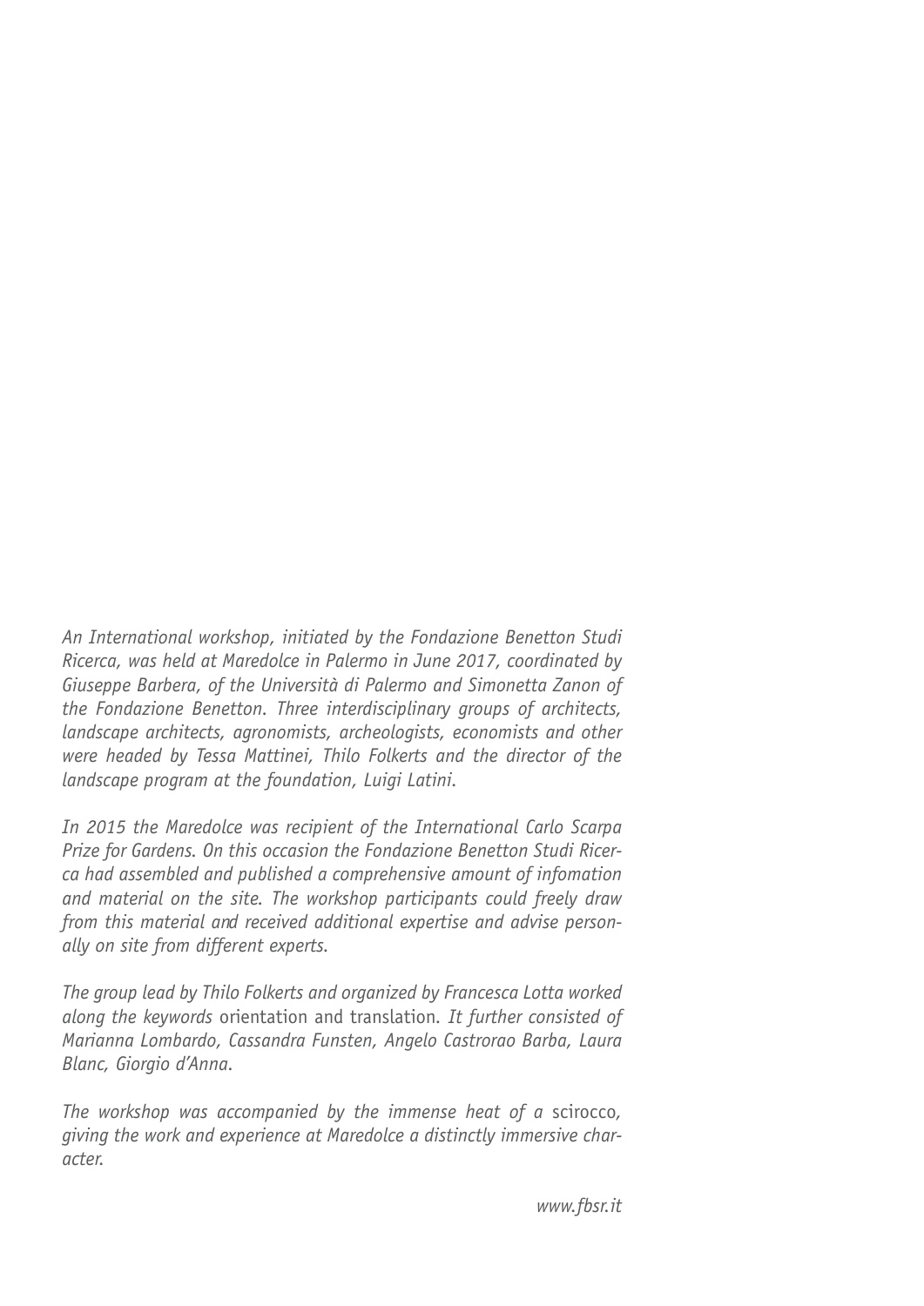*An International workshop, initiated by the Fondazione Benetton Studi Ricerca, was held at Maredolce in Palermo in June 2017, coordinated by Giuseppe Barbera, of the Università di Palermo and Simonetta Zanon of the Fondazione Benetton. Three interdisciplinary groups of architects, landscape architects, agronomists, archeologists, economists and other were headed by Tessa Mattinei, Thilo Folkerts and the director of the landscape program at the foundation, Luigi Latini.*

*In 2015 the Maredolce was recipient of the International Carlo Scarpa Prize for Gardens. On this occasion the Fondazione Benetton Studi Ricerca had assembled and published a comprehensive amount of infomation and material on the site. The workshop participants could freely draw from this material and received additional expertise and advise personally on site from different experts.*

*The group lead by Thilo Folkerts and organized by Francesca Lotta worked along the keywords* orientation and translation. *It further consisted of Marianna Lombardo, Cassandra Funsten, Angelo Castrorao Barba, Laura Blanc, Giorgio d'Anna.*

*The workshop was accompanied by the immense heat of a* scirocco, *giving the work and experience at Maredolce a distinctly immersive character.*

*www.fbsr.it*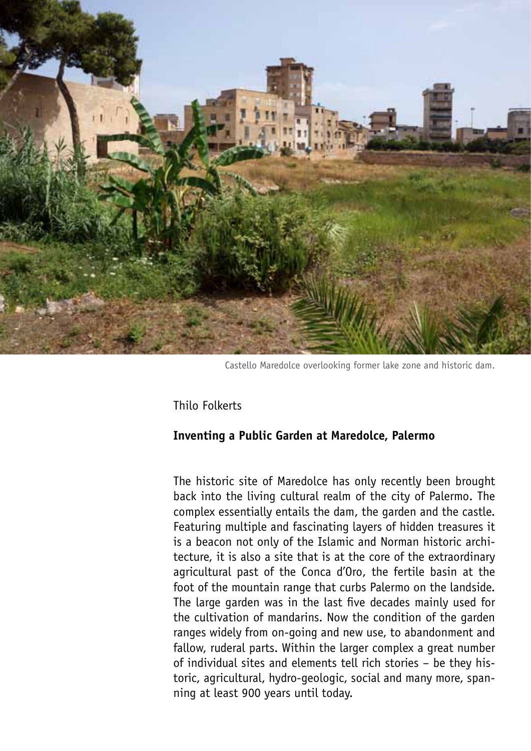Castello Maredolce overlooking former lake zone and historic dam.

Thilo Folkerts

## Inventing a Public Garden at Maredolce, Palermo

The historic site of Maredolce has only recently been brought back into the living cultural realm of the city of Palermo. The complex essentially entails the dam, the garden and the castle. Featuring multiple and fascinating layers of hidden treasures it is a beacon not only of the Islamic and Norman historic architecture, it is also a site that is at the core of the extraordinary agricultural past of the Conca d'Oro, the fertile basin at the foot of the mountain range that curbs Palermo on the landside. The large garden was in the last five decades mainly used for the cultivation of mandarins. Now the condition of the garden ranges widely from on-going and new use, to abandonment and fallow, ruderal parts. Within the larger complex a great number of individual sites and elements tell rich stories – be they historic, agricultural, hydro-geologic, social and many more, spanning at least 900 years until today.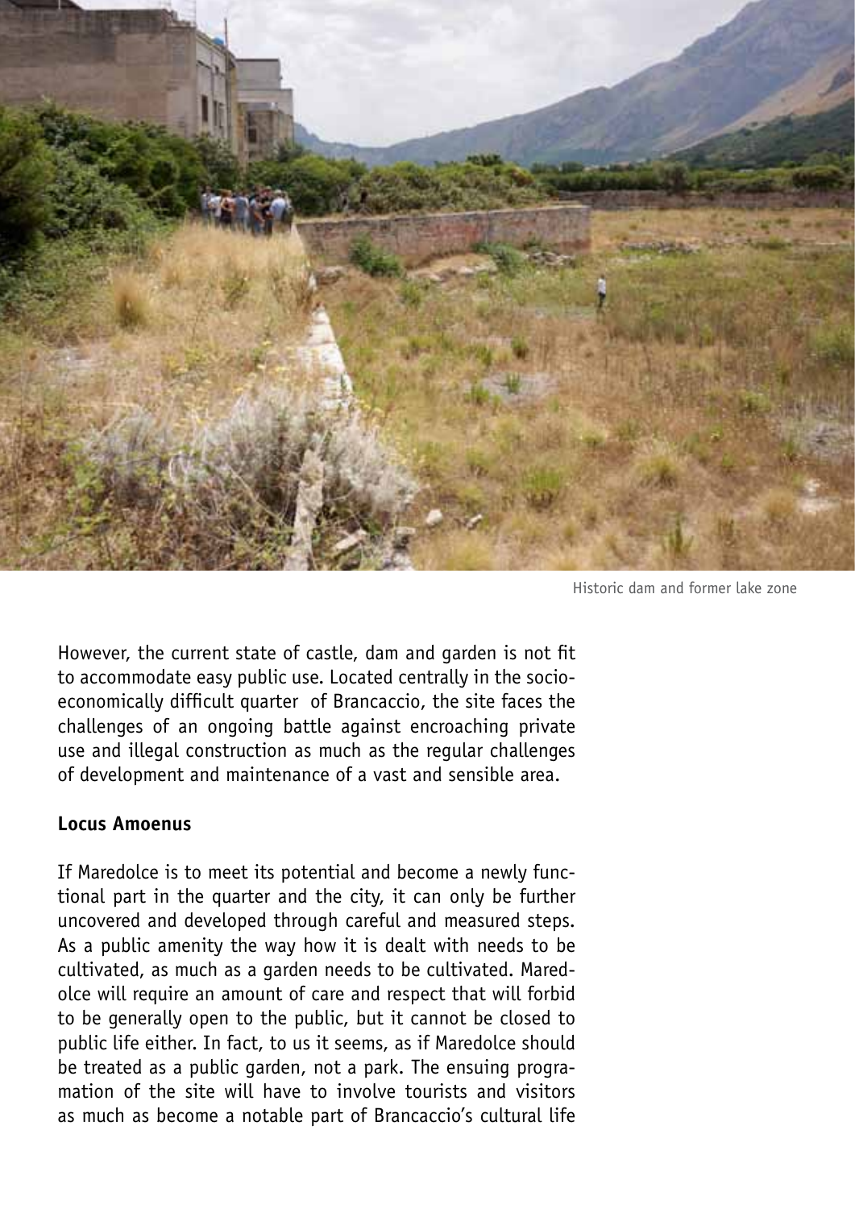Historic dam and former lake zone

However, the current state of castle, dam and garden is not fit to accommodate easy public use. Located centrally in the socio-economically difficult quarter of Brancaccio, the site faces the challenges of an ongoing battle against encroaching private use and illegal construction as much as the regular challenges of development and maintenance of a vast and sensible area.

**Locus Amoenus**

If Maredolce is to meet its potential and become a newly functional part in the quarter and the city, it can only be further uncovered and developed through careful and measured steps. As a public amenity the way how it is dealt with needs to be cultivated, as much as a garden needs to be cultivated. Maredolce will require an amount of care and respect that will forbid to be generally open to the public, but it cannot be closed to public life either. In fact, to us it seems, as if Maredolce should be treated as a public garden, not a park. The ensuing programation of the site will have to involve tourists and visitors as much as become a notable part of Brancaccio's cultural life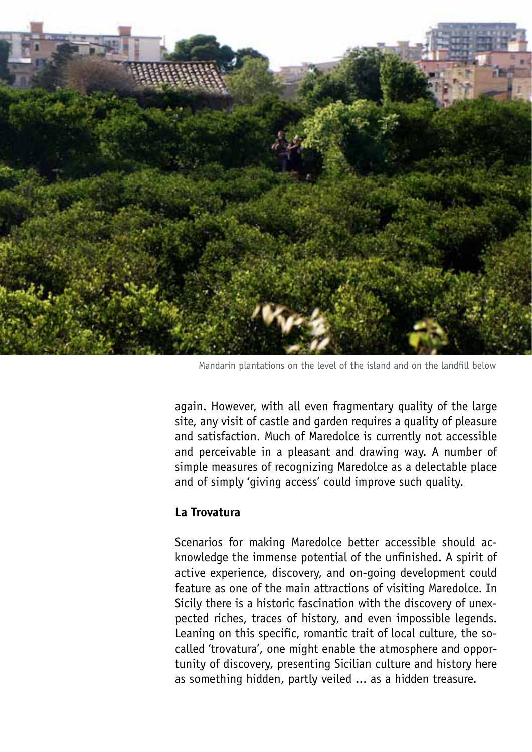Mandarin plantations on the level of the island and on the landfill below

again. However, with all even fragmentary quality of the large site, any visit of castle and garden requires a quality of pleasure and satisfaction. Much of Maredolce is currently not accessible and perceivable in a pleasant and drawing way. A number of simple measures of recognizing Maredolce as a delectable place and of simply 'giving access' could improve such quality.

## La Trovatura

Scenarios for making Maredolce better accessible should acknowledge the immense potential of the unfinished. A spirit of active experience, discovery, and on-going development could feature as one of the main attractions of visiting Maredolce. In Sicily there is a historic fascination with the discovery of unexpected riches, traces of history, and even impossible legends. Leaning on this specific, romantic trait of local culture, the so-called 'trovatura', one might enable the atmosphere and opportunity of discovery, presenting Sicilian culture and history here as something hidden, partly veiled ... as a hidden treasure.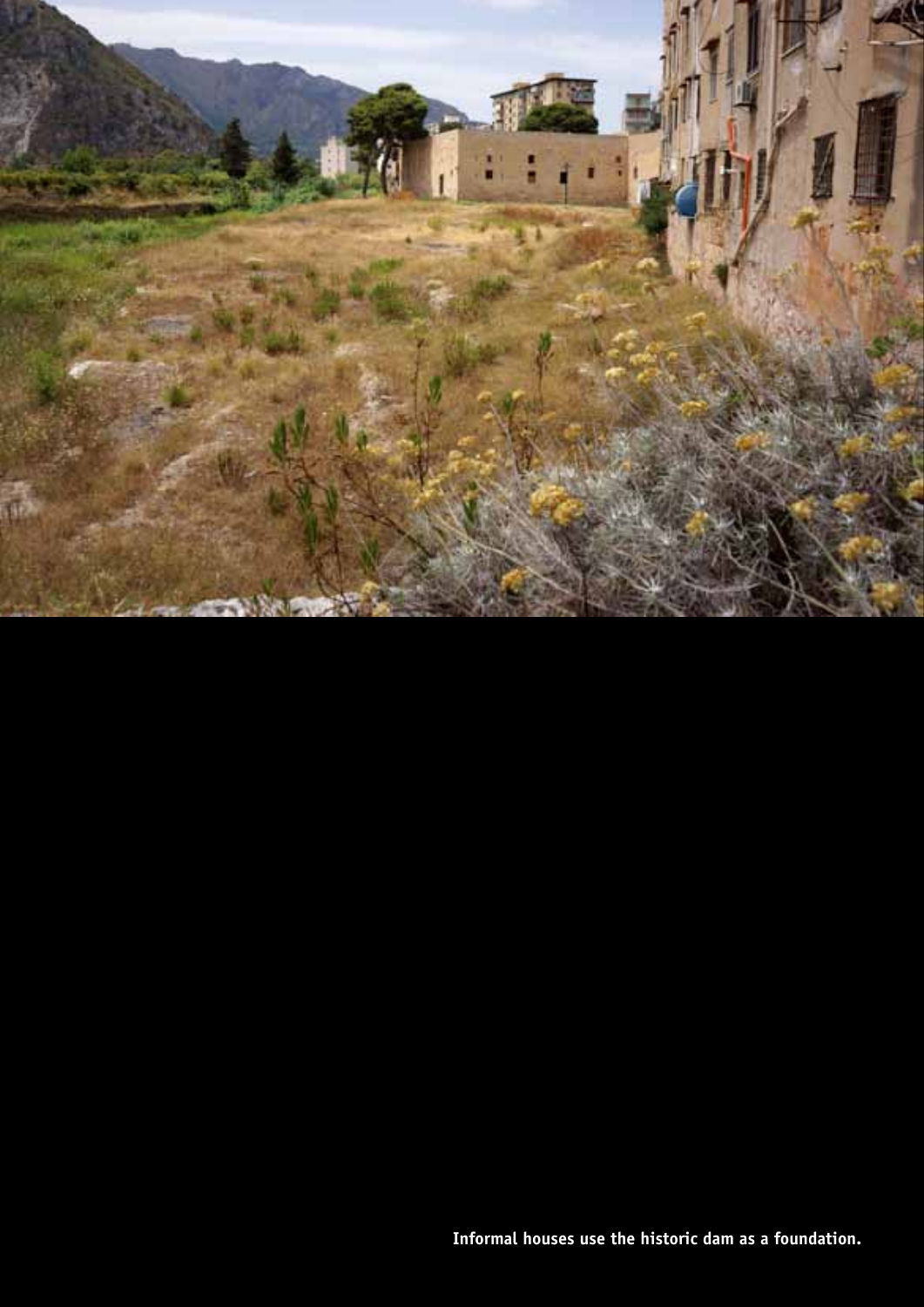**Informal houses use the historic dam as a foundation.**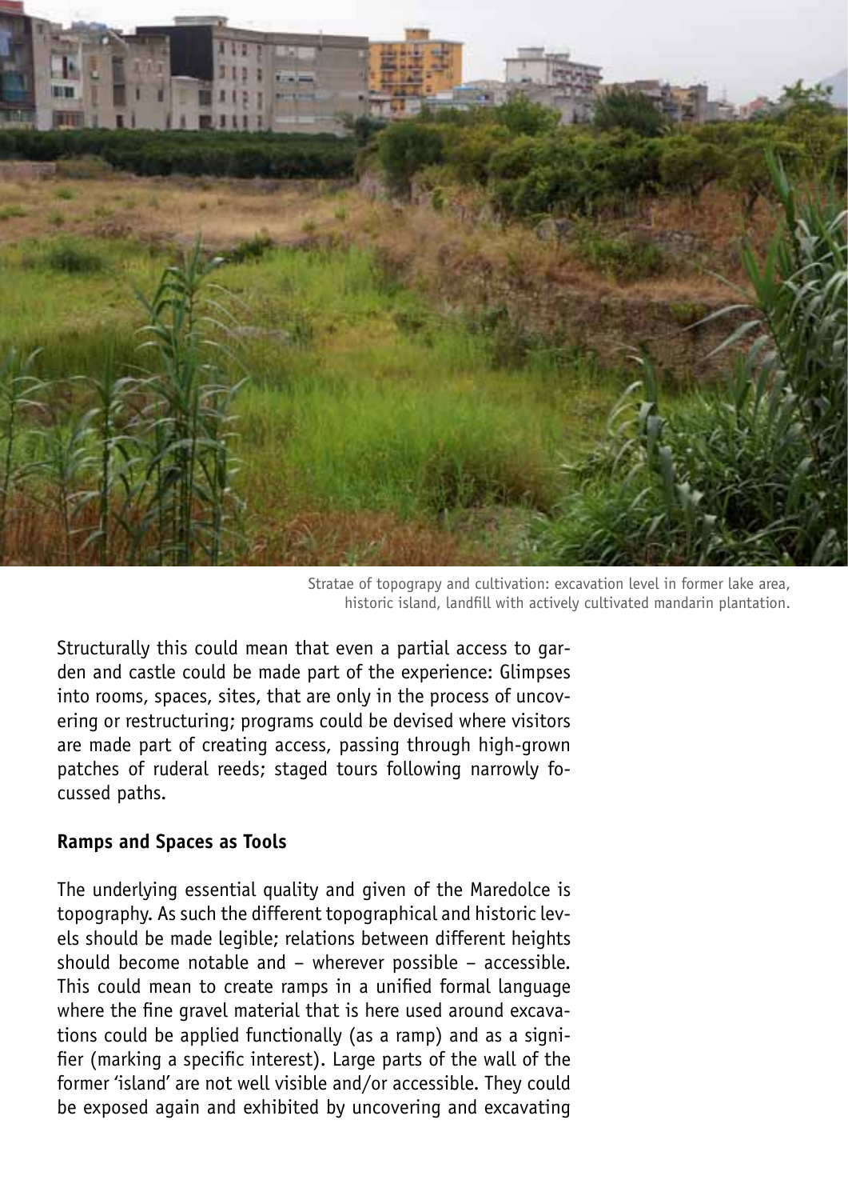Stratae of topograpy and cultivation: excavation level in former lake area, historic island, landfill with actively cultivated mandarin plantation.

Structurally this could mean that even a partial access to garden and castle could be made part of the experience: Glimpses into rooms, spaces, sites, that are only in the process of uncovering or restructuring; programs could be devised where visitors are made part of creating access, passing through high-grown patches of ruderal reeds; staged tours following narrowly focussed paths.

**Ramps and Spaces as Tools**

The underlying essential quality and given of the Maredolce is topography. As such the different topographical and historic levels should be made legible; relations between different heights should become notable and – wherever possible – accessible. This could mean to create ramps in a unified formal language where the fine gravel material that is here used around excavations could be applied functionally (as a ramp) and as a signifier (marking a specific interest). Large parts of the wall of the former 'island' are not well visible and/or accessible. They could be exposed again and exhibited by uncovering and excavating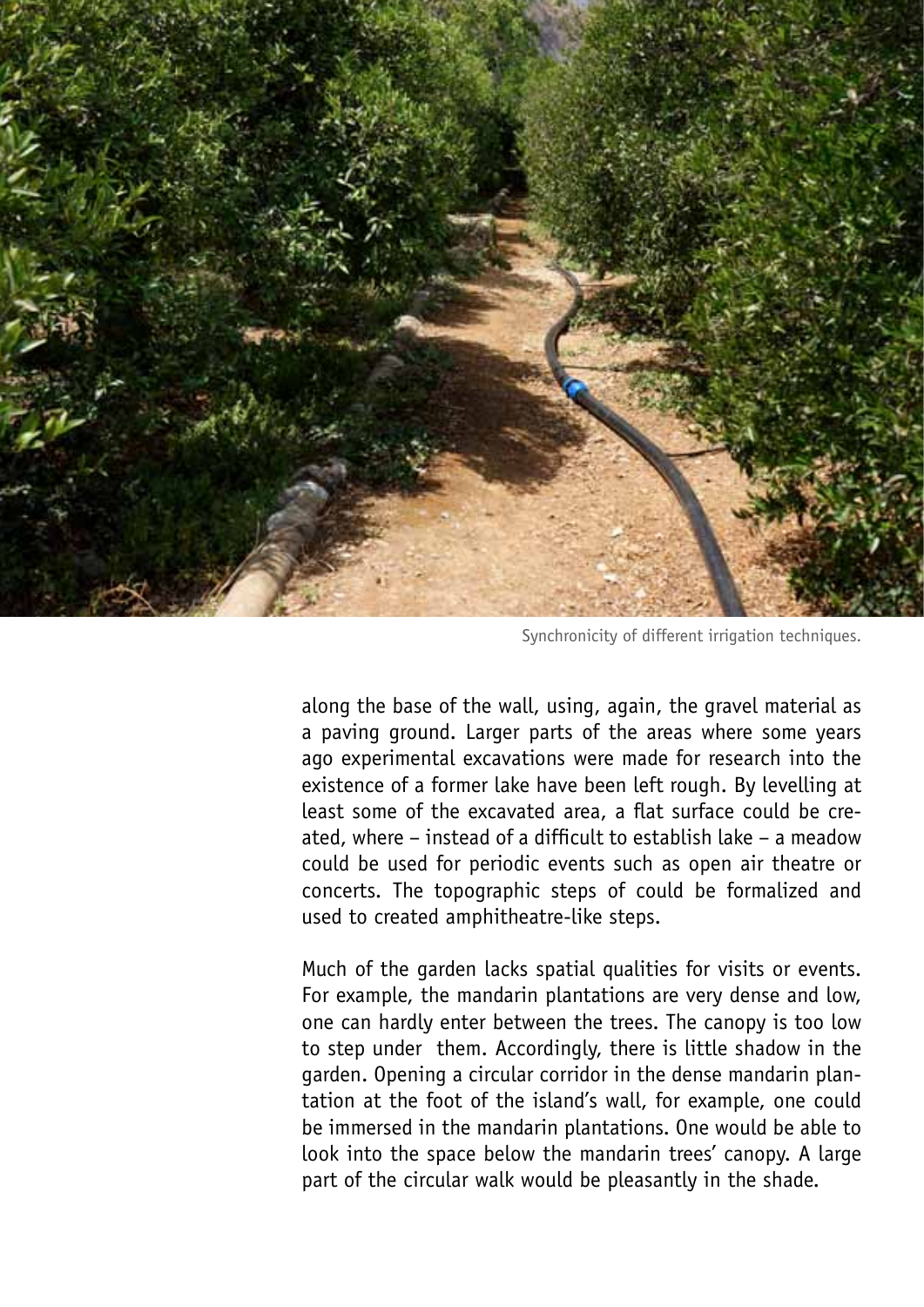Synchronicity of different irrigation techniques.

along the base of the wall, using, again, the gravel material as a paving ground. Larger parts of the areas where some years ago experimental excavations were made for research into the existence of a former lake have been left rough. By levelling at least some of the excavated area, a flat surface could be created, where – instead of a difficult to establish lake – a meadow could be used for periodic events such as open air theatre or concerts. The topographic steps of could be formalized and used to created amphitheatre-like steps.

Much of the garden lacks spatial qualities for visits or events. For example, the mandarin plantations are very dense and low, one can hardly enter between the trees. The canopy is too low to step under them. Accordingly, there is little shadow in the garden. Opening a circular corridor in the dense mandarin plantation at the foot of the island's wall, for example, one could be immersed in the mandarin plantations. One would be able to look into the space below the mandarin trees' canopy. A large part of the circular walk would be pleasantly in the shade.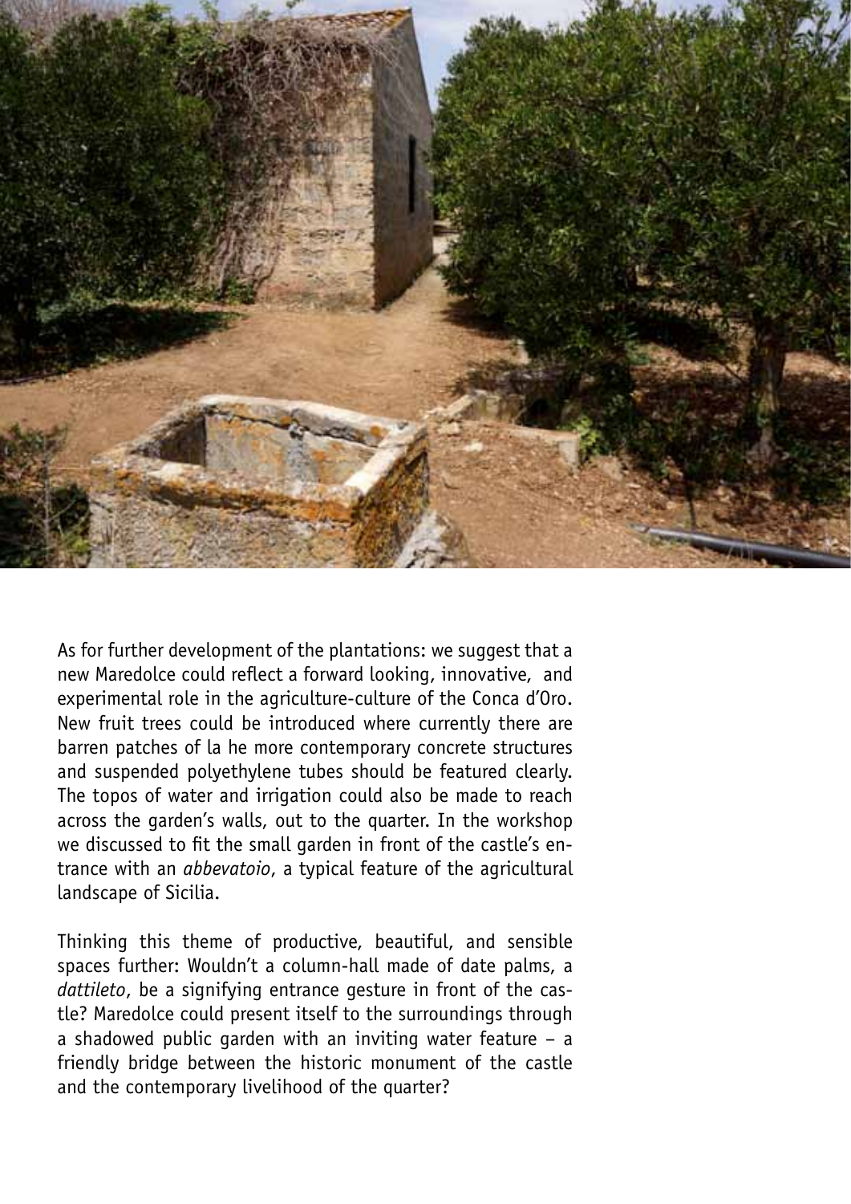As for further development of the plantations: we suggest that a new Maredolce could reflect a forward looking, innovative, and experimental role in the agriculture-culture of the Conca d'Oro. New fruit trees could be introduced where currently there are barren patches of la he more contemporary concrete structures and suspended polyethylene tubes should be featured clearly. The topos of water and irrigation could also be made to reach across the garden's walls, out to the quarter. In the workshop we discussed to fit the small garden in front of the castle's entrance with an *abbevatoio*, a typical feature of the agricultural landscape of Sicilia.

Thinking this theme of productive, beautiful, and sensible spaces further: Wouldn't a column-hall made of date palms, a *dattileto*, be a signifying entrance gesture in front of the castle? Maredolce could present itself to the surroundings through a shadowed public garden with an inviting water feature – a friendly bridge between the historic monument of the castle and the contemporary livelihood of the quarter?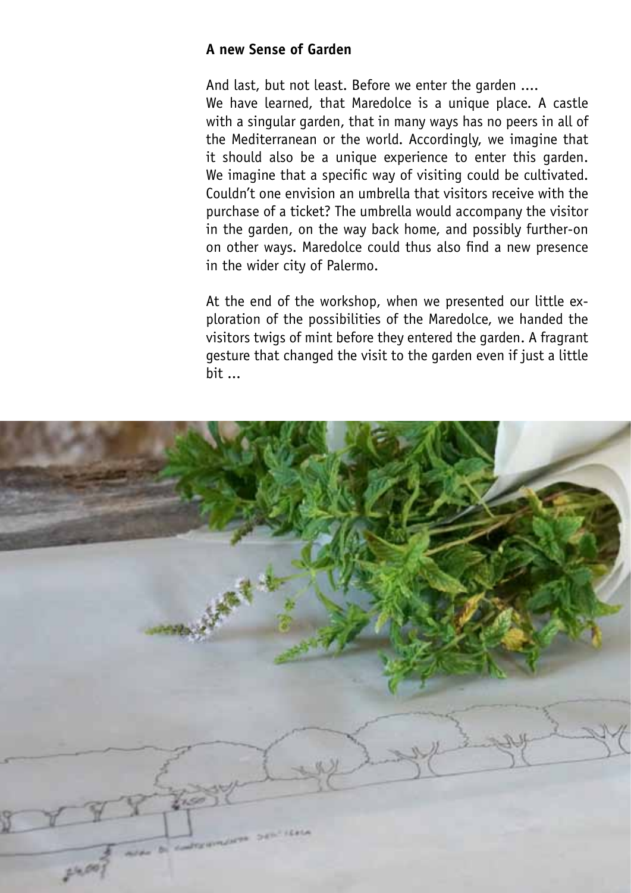**A new Sense of Garden**

And last, but not least. Before we enter the garden ....
We have learned, that Maredolce is a unique place. A castle with a singular garden, that in many ways has no peers in all of the Mediterranean or the world. Accordingly, we imagine that it should also be a unique experience to enter this garden. We imagine that a specific way of visiting could be cultivated. Couldn't one envision an umbrella that visitors receive with the purchase of a ticket? The umbrella would accompany the visitor in the garden, on the way back home, and possibly further-on on other ways. Maredolce could thus also find a new presence in the wider city of Palermo.

At the end of the workshop, when we presented our little exploration of the possibilities of the Maredolce, we handed the visitors twigs of mint before they entered the garden. A fragrant gesture that changed the visit to the garden even if just a little bit ...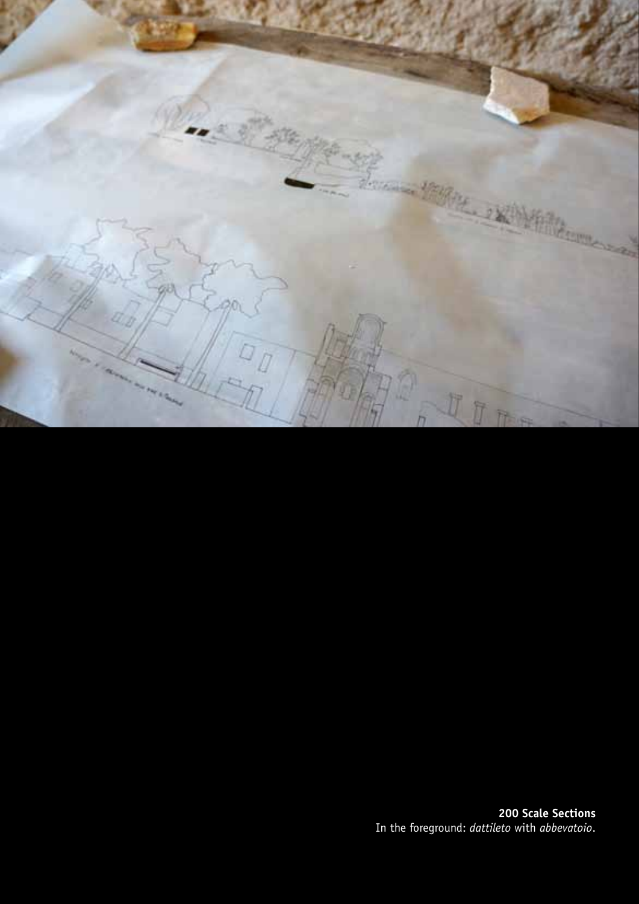**200 Scale Sections**
In the foreground: *dattileto* with *abbevatoio*.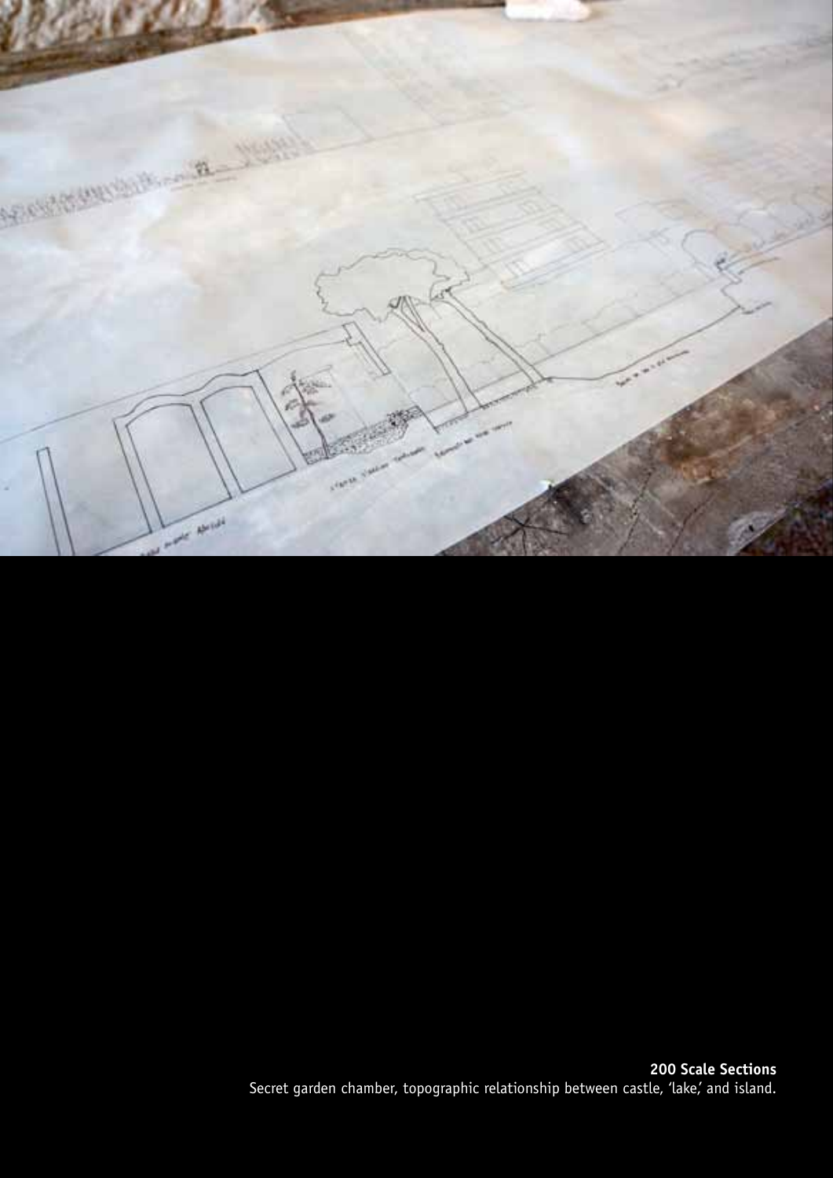**200 Scale Sections**
Secret garden chamber, topographic relationship between castle, 'lake,' and island.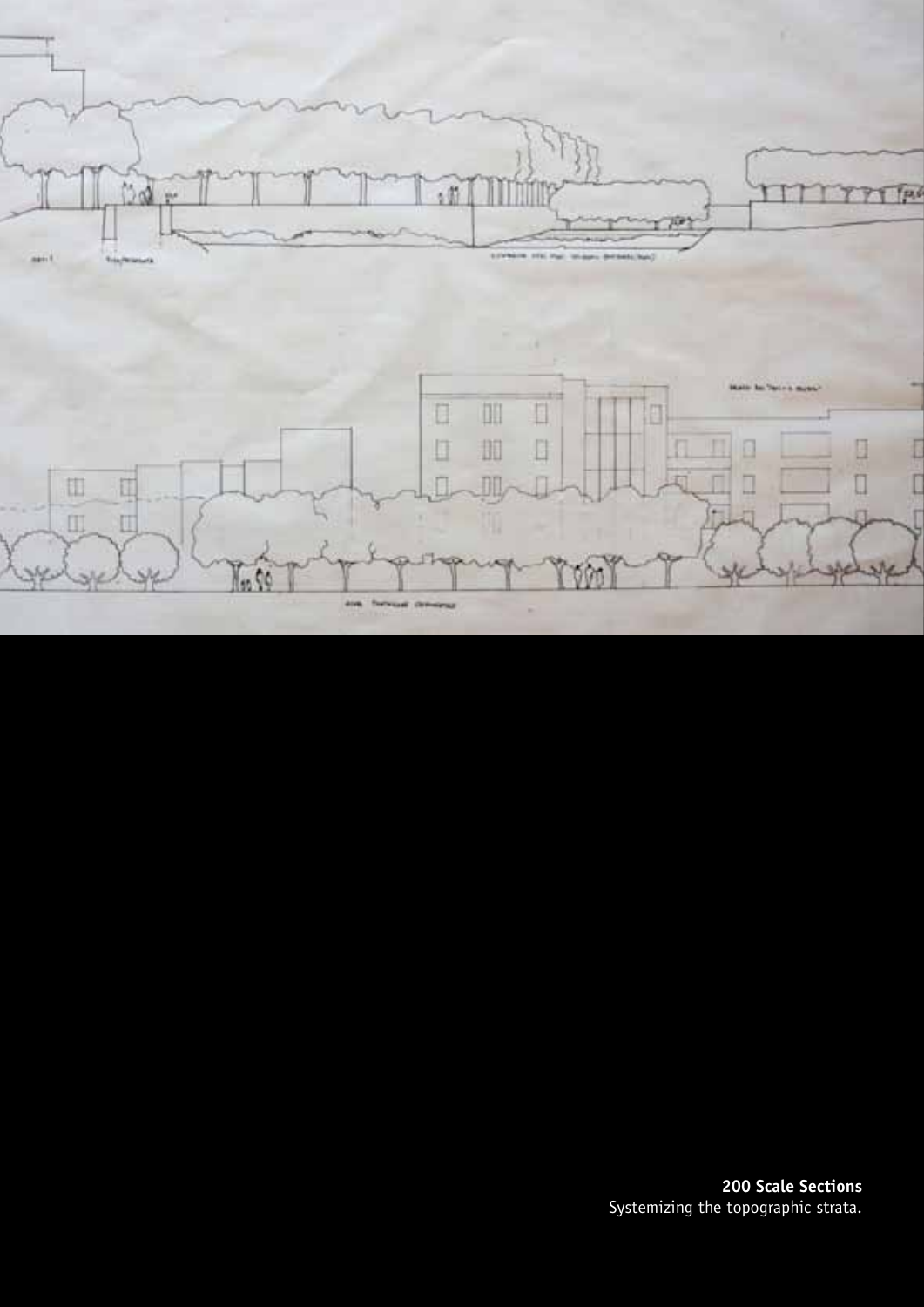**200 Scale Sections**
Systemizing the topographic strata.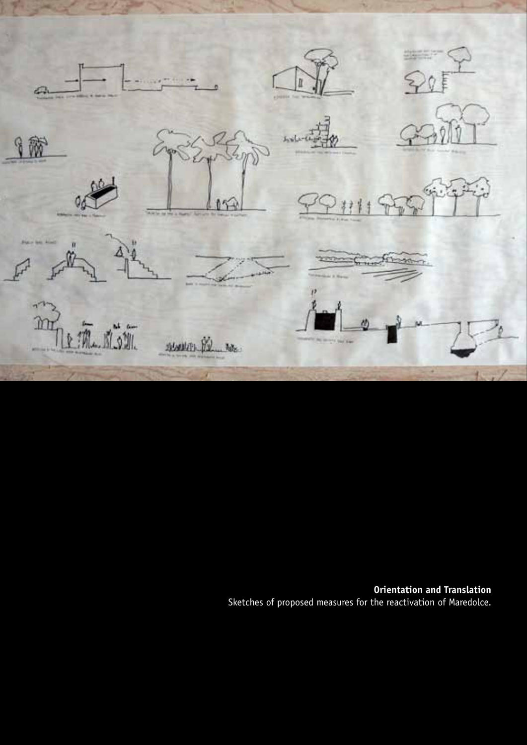**Orientation and Translation**
Sketches of proposed measures for the reactivation of Maredolce.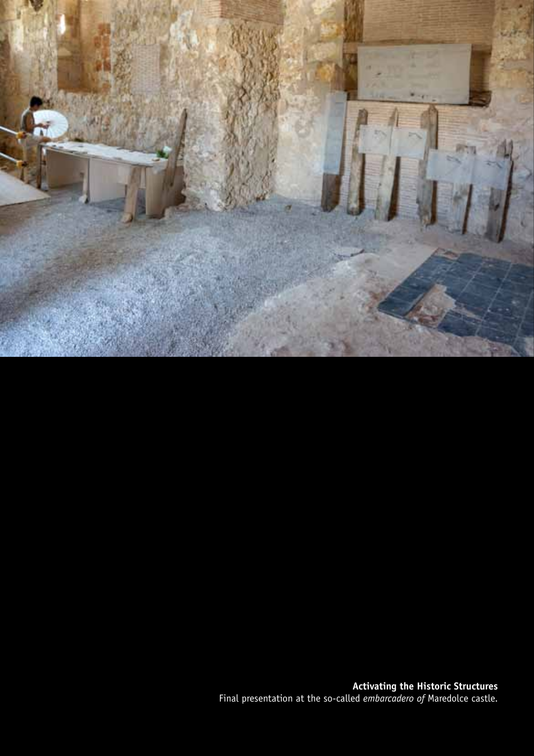**Activating the Historic Structures**
Final presentation at the so-called *embarcadero of* Maredolce castle.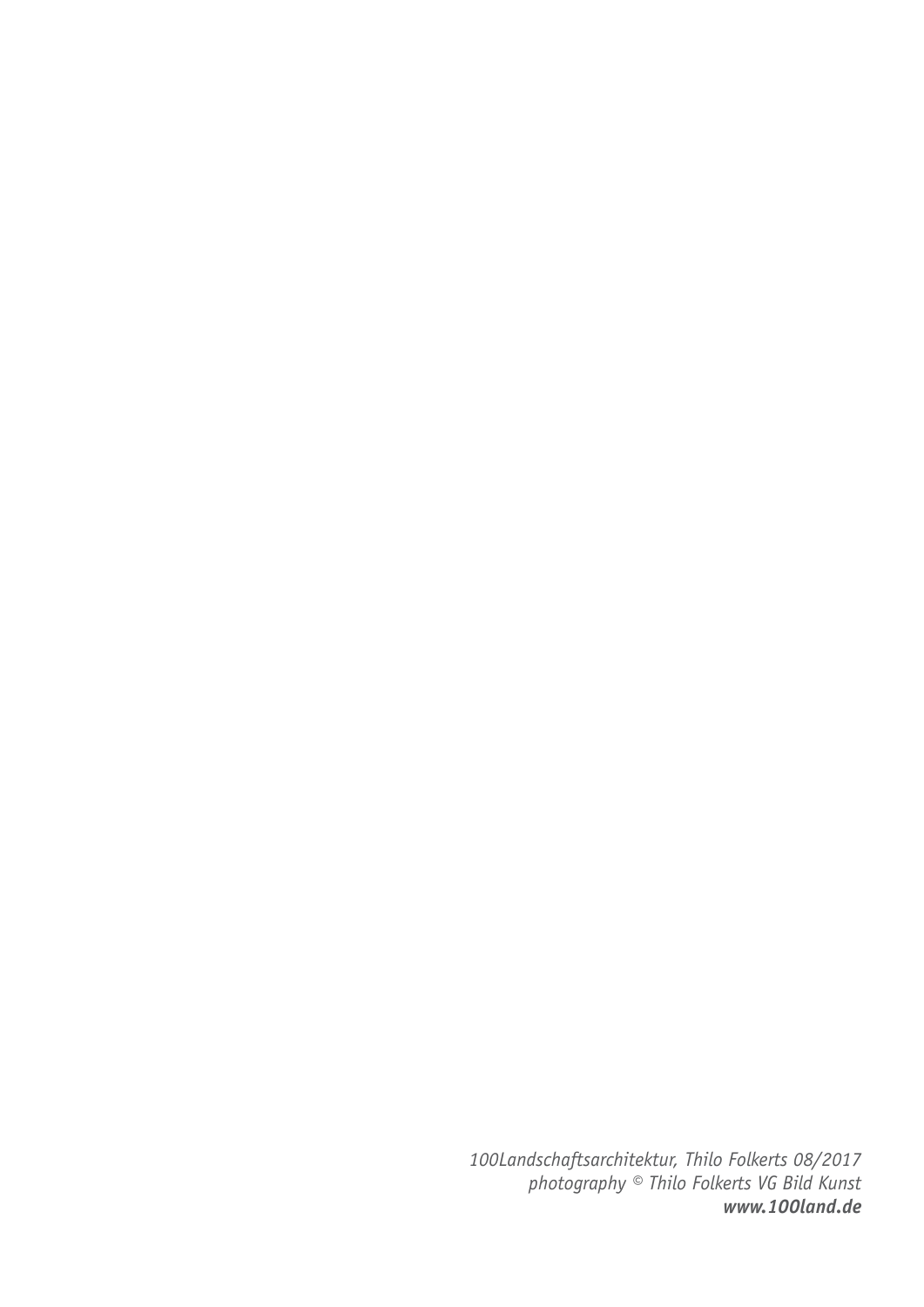*100Landschaftsarchitektur, Thilo Folkerts 08/2017*
*photography © Thilo Folkerts VG Bild Kunst*
***www.100land.de***